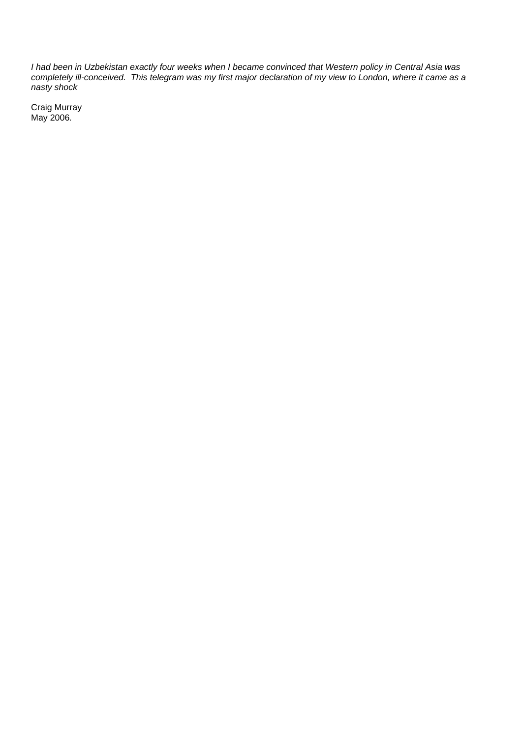*I had been in Uzbekistan exactly four weeks when I became convinced that Western policy in Central Asia was completely ill-conceived. This telegram was my first major declaration of my view to London, where it came as a nasty shock*

Craig Murray
May 2006.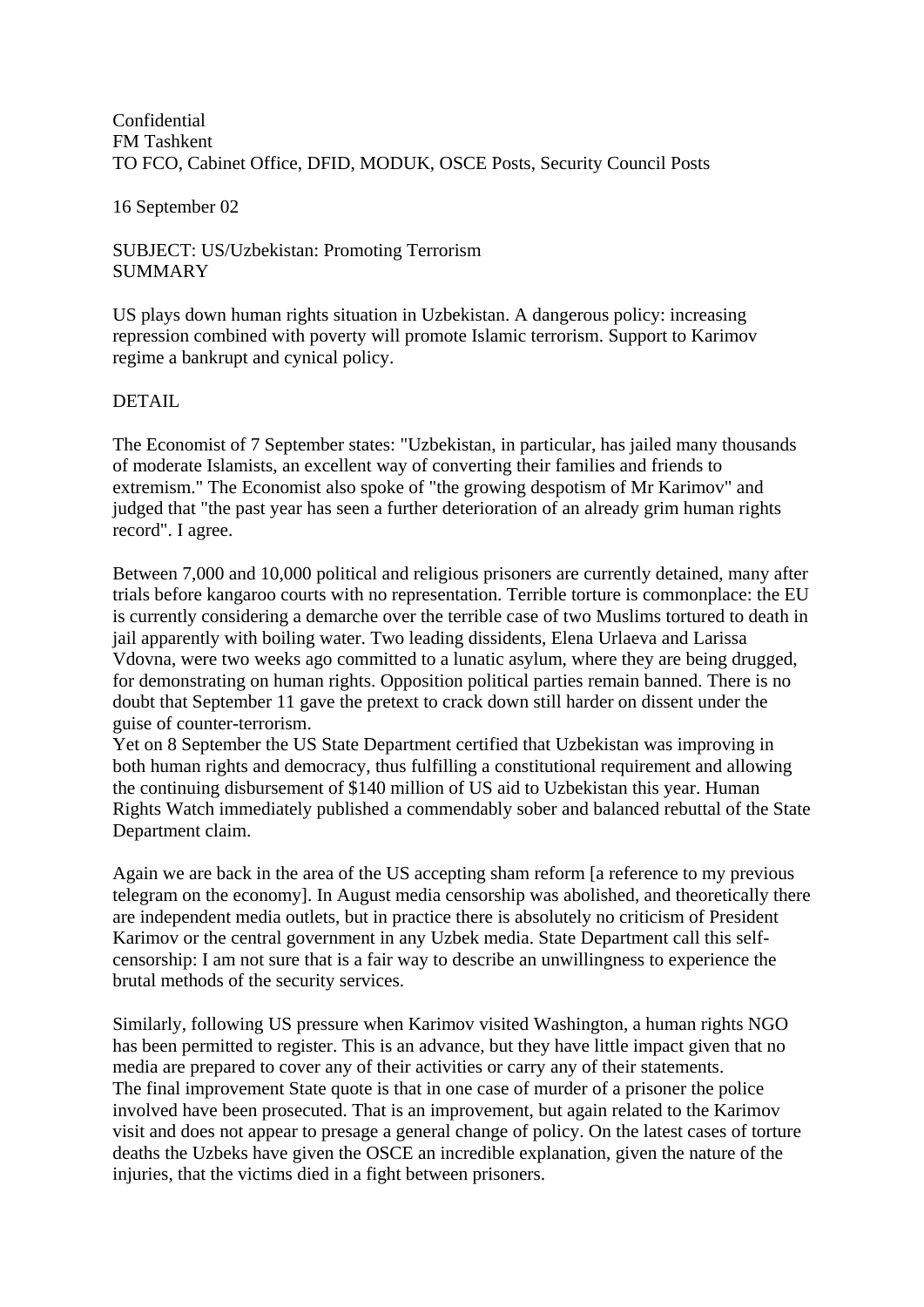Confidential
FM Tashkent
TO FCO, Cabinet Office, DFID, MODUK, OSCE Posts, Security Council Posts

16 September 02

SUBJECT: US/Uzbekistan: Promoting Terrorism
SUMMARY

US plays down human rights situation in Uzbekistan. A dangerous policy: increasing repression combined with poverty will promote Islamic terrorism. Support to Karimov regime a bankrupt and cynical policy.

DETAIL

The Economist of 7 September states: "Uzbekistan, in particular, has jailed many thousands of moderate Islamists, an excellent way of converting their families and friends to extremism." The Economist also spoke of "the growing despotism of Mr Karimov" and judged that "the past year has seen a further deterioration of an already grim human rights record". I agree.

Between 7,000 and 10,000 political and religious prisoners are currently detained, many after trials before kangaroo courts with no representation. Terrible torture is commonplace: the EU is currently considering a demarche over the terrible case of two Muslims tortured to death in jail apparently with boiling water. Two leading dissidents, Elena Urlaeva and Larissa Vdovna, were two weeks ago committed to a lunatic asylum, where they are being drugged, for demonstrating on human rights. Opposition political parties remain banned. There is no doubt that September 11 gave the pretext to crack down still harder on dissent under the guise of counter-terrorism.
Yet on 8 September the US State Department certified that Uzbekistan was improving in both human rights and democracy, thus fulfilling a constitutional requirement and allowing the continuing disbursement of $140 million of US aid to Uzbekistan this year. Human Rights Watch immediately published a commendably sober and balanced rebuttal of the State Department claim.

Again we are back in the area of the US accepting sham reform [a reference to my previous telegram on the economy]. In August media censorship was abolished, and theoretically there are independent media outlets, but in practice there is absolutely no criticism of President Karimov or the central government in any Uzbek media. State Department call this self-censorship: I am not sure that is a fair way to describe an unwillingness to experience the brutal methods of the security services.

Similarly, following US pressure when Karimov visited Washington, a human rights NGO has been permitted to register. This is an advance, but they have little impact given that no media are prepared to cover any of their activities or carry any of their statements.
The final improvement State quote is that in one case of murder of a prisoner the police involved have been prosecuted. That is an improvement, but again related to the Karimov visit and does not appear to presage a general change of policy. On the latest cases of torture deaths the Uzbeks have given the OSCE an incredible explanation, given the nature of the injuries, that the victims died in a fight between prisoners.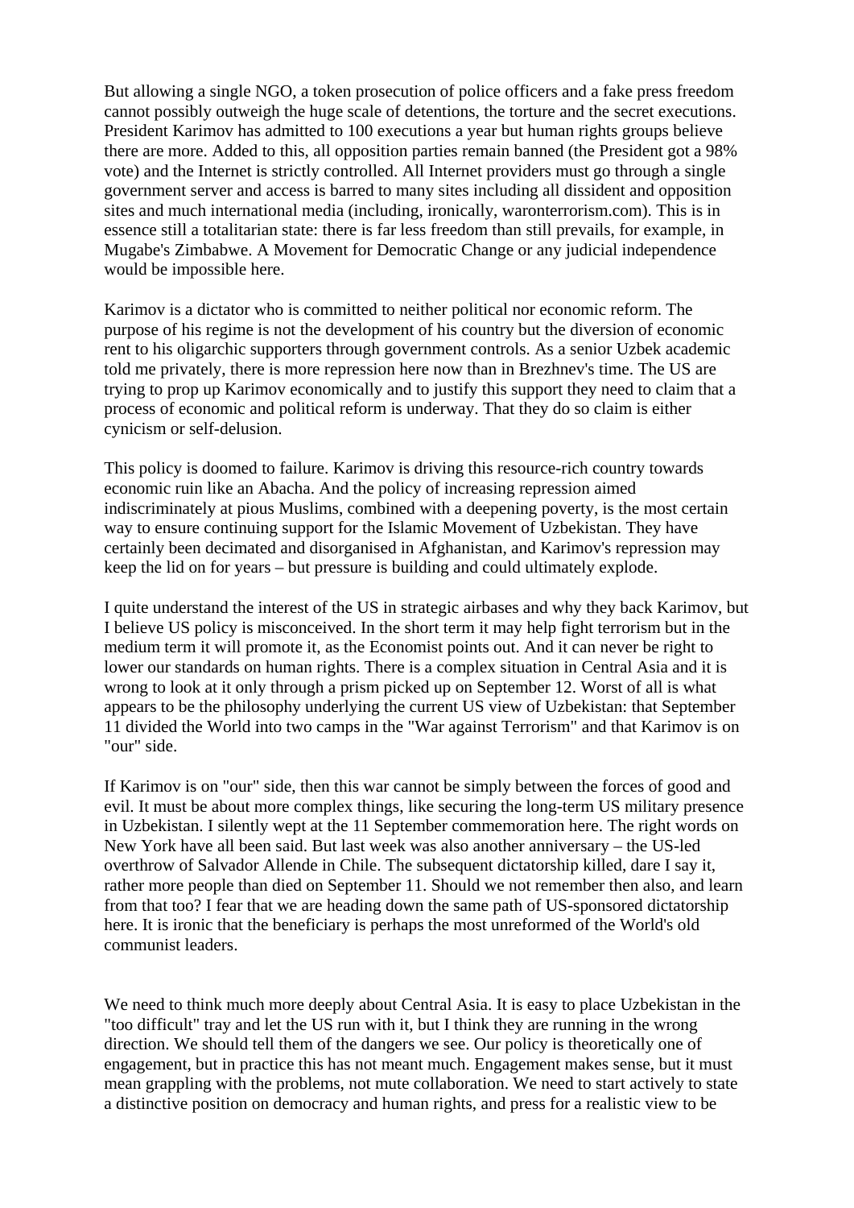But allowing a single NGO, a token prosecution of police officers and a fake press freedom cannot possibly outweigh the huge scale of detentions, the torture and the secret executions. President Karimov has admitted to 100 executions a year but human rights groups believe there are more. Added to this, all opposition parties remain banned (the President got a 98% vote) and the Internet is strictly controlled. All Internet providers must go through a single government server and access is barred to many sites including all dissident and opposition sites and much international media (including, ironically, waronterrorism.com). This is in essence still a totalitarian state: there is far less freedom than still prevails, for example, in Mugabe's Zimbabwe. A Movement for Democratic Change or any judicial independence would be impossible here.

Karimov is a dictator who is committed to neither political nor economic reform. The purpose of his regime is not the development of his country but the diversion of economic rent to his oligarchic supporters through government controls. As a senior Uzbek academic told me privately, there is more repression here now than in Brezhnev's time. The US are trying to prop up Karimov economically and to justify this support they need to claim that a process of economic and political reform is underway. That they do so claim is either cynicism or self-delusion.

This policy is doomed to failure. Karimov is driving this resource-rich country towards economic ruin like an Abacha. And the policy of increasing repression aimed indiscriminately at pious Muslims, combined with a deepening poverty, is the most certain way to ensure continuing support for the Islamic Movement of Uzbekistan. They have certainly been decimated and disorganised in Afghanistan, and Karimov's repression may keep the lid on for years – but pressure is building and could ultimately explode.

I quite understand the interest of the US in strategic airbases and why they back Karimov, but I believe US policy is misconceived. In the short term it may help fight terrorism but in the medium term it will promote it, as the Economist points out. And it can never be right to lower our standards on human rights. There is a complex situation in Central Asia and it is wrong to look at it only through a prism picked up on September 12. Worst of all is what appears to be the philosophy underlying the current US view of Uzbekistan: that September 11 divided the World into two camps in the "War against Terrorism" and that Karimov is on "our" side.

If Karimov is on "our" side, then this war cannot be simply between the forces of good and evil. It must be about more complex things, like securing the long-term US military presence in Uzbekistan. I silently wept at the 11 September commemoration here. The right words on New York have all been said. But last week was also another anniversary – the US-led overthrow of Salvador Allende in Chile. The subsequent dictatorship killed, dare I say it, rather more people than died on September 11. Should we not remember then also, and learn from that too? I fear that we are heading down the same path of US-sponsored dictatorship here. It is ironic that the beneficiary is perhaps the most unreformed of the World's old communist leaders.

We need to think much more deeply about Central Asia. It is easy to place Uzbekistan in the "too difficult" tray and let the US run with it, but I think they are running in the wrong direction. We should tell them of the dangers we see. Our policy is theoretically one of engagement, but in practice this has not meant much. Engagement makes sense, but it must mean grappling with the problems, not mute collaboration. We need to start actively to state a distinctive position on democracy and human rights, and press for a realistic view to be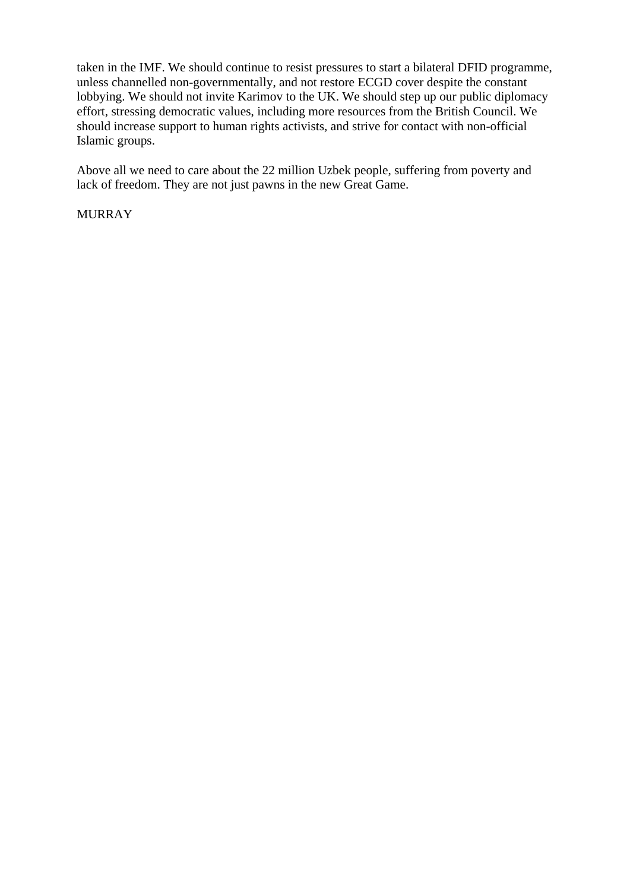taken in the IMF. We should continue to resist pressures to start a bilateral DFID programme, unless channelled non-governmentally, and not restore ECGD cover despite the constant lobbying. We should not invite Karimov to the UK. We should step up our public diplomacy effort, stressing democratic values, including more resources from the British Council. We should increase support to human rights activists, and strive for contact with non-official Islamic groups.

Above all we need to care about the 22 million Uzbek people, suffering from poverty and lack of freedom. They are not just pawns in the new Great Game.

MURRAY